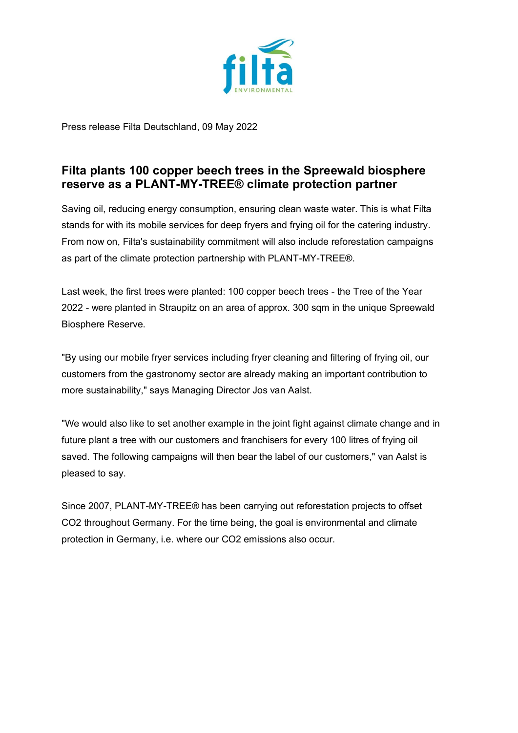Press release Filta Deutschland, 09 May 2022

## Filta plants 100 copper beech trees in the Spreewald biosphere reserve as a PLANT-MY-TREE® climate protection partner

Saving oil, reducing energy consumption, ensuring clean waste water. This is what Filta stands for with its mobile services for deep fryers and frying oil for the catering industry. From now on, Filta's sustainability commitment will also include reforestation campaigns as part of the climate protection partnership with PLANT-MY-TREE®.

Last week, the first trees were planted: 100 copper beech trees - the Tree of the Year 2022 - were planted in Straupitz on an area of approx. 300 sqm in the unique Spreewald Biosphere Reserve.

"By using our mobile fryer services including fryer cleaning and filtering of frying oil, our customers from the gastronomy sector are already making an important contribution to more sustainability," says Managing Director Jos van Aalst.

"We would also like to set another example in the joint fight against climate change and in future plant a tree with our customers and franchisers for every 100 litres of frying oil saved. The following campaigns will then bear the label of our customers," van Aalst is pleased to say.

Since 2007, PLANT-MY-TREE® has been carrying out reforestation projects to offset $CO_2$ throughout Germany. For the time being, the goal is environmental and climate protection in Germany, i.e. where our $CO_2$ emissions also occur.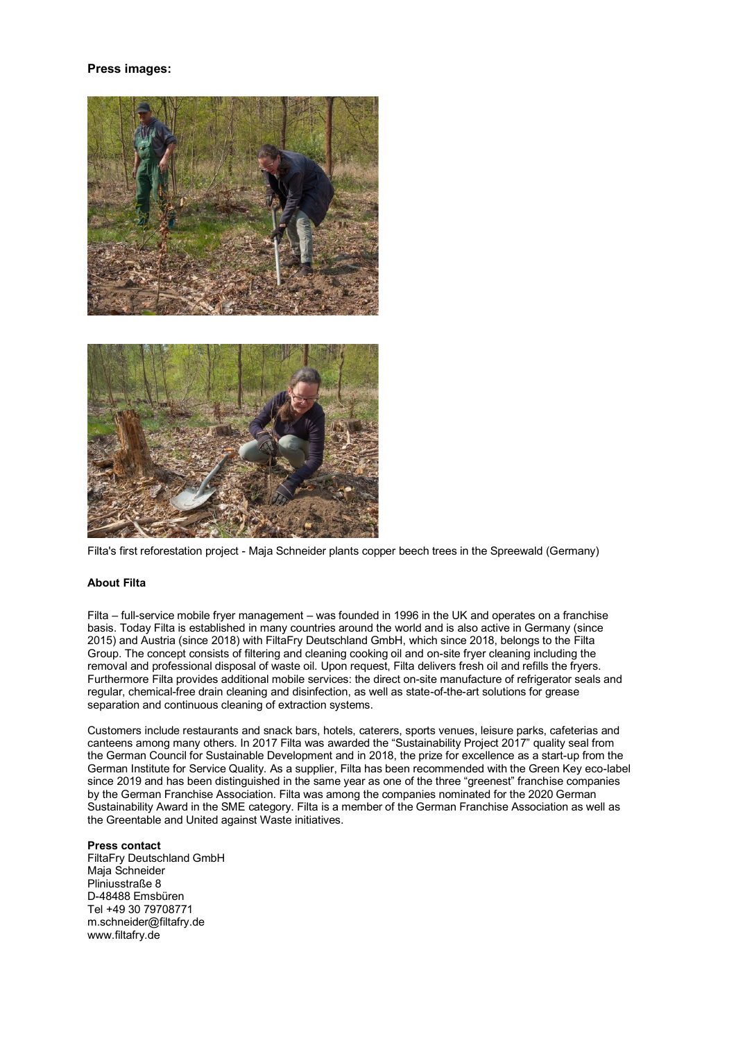**Press images:**

Filta's first reforestation project - Maja Schneider plants copper beech trees in the Spreewald (Germany)

**About Filta**

Filta – full-service mobile fryer management – was founded in 1996 in the UK and operates on a franchise basis. Today Filta is established in many countries around the world and is also active in Germany (since 2015) and Austria (since 2018) with FiltaFry Deutschland GmbH, which since 2018, belongs to the Filta Group. The concept consists of filtering and cleaning cooking oil and on-site fryer cleaning including the removal and professional disposal of waste oil. Upon request, Filta delivers fresh oil and refills the fryers. Furthermore Filta provides additional mobile services: the direct on-site manufacture of refrigerator seals and regular, chemical-free drain cleaning and disinfection, as well as state-of-the-art solutions for grease separation and continuous cleaning of extraction systems.

Customers include restaurants and snack bars, hotels, caterers, sports venues, leisure parks, cafeterias and canteens among many others. In 2017 Filta was awarded the "Sustainability Project 2017" quality seal from the German Council for Sustainable Development and in 2018, the prize for excellence as a start-up from the German Institute for Service Quality. As a supplier, Filta has been recommended with the Green Key eco-label since 2019 and has been distinguished in the same year as one of the three "greenest" franchise companies by the German Franchise Association. Filta was among the companies nominated for the 2020 German Sustainability Award in the SME category. Filta is a member of the German Franchise Association as well as the Greentable and United against Waste initiatives.

**Press contact**
FiltaFry Deutschland GmbH
Maja Schneider
Pliniusstraße 8
D-48488 Emsbüren
Tel +49 30 79708771
m.schneider@filtafry.de
www.filtafry.de